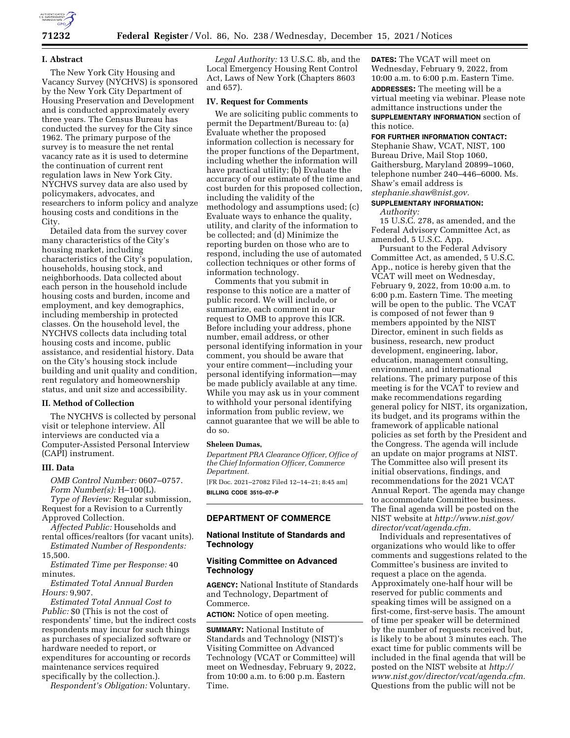## I. Abstract

The New York City Housing and Vacancy Survey (NYCHVS) is sponsored by the New York City Department of Housing Preservation and Development and is conducted approximately every three years. The Census Bureau has conducted the survey for the City since 1962. The primary purpose of the survey is to measure the net rental vacancy rate as it is used to determine the continuation of current rent regulation laws in New York City. NYCHVS survey data are also used by policymakers, advocates, and researchers to inform policy and analyze housing costs and conditions in the City.

Detailed data from the survey cover many characteristics of the City's housing market, including characteristics of the City's population, households, housing stock, and neighborhoods. Data collected about each person in the household include housing costs and burden, income and employment, and key demographics, including membership in protected classes. On the household level, the NYCHVS collects data including total housing costs and income, public assistance, and residential history. Data on the City's housing stock include building and unit quality and condition, rent regulatory and homeownership status, and unit size and accessibility.

## II. Method of Collection

The NYCHVS is collected by personal visit or telephone interview. All interviews are conducted via a Computer-Assisted Personal Interview (CAPI) instrument.

## III. Data

*OMB Control Number:* 0607–0757.

*Form Number(s):* H–100(L).

*Type of Review:* Regular submission, Request for a Revision to a Currently Approved Collection.

*Affected Public:* Households and rental offices/realtors (for vacant units).

*Estimated Number of Respondents:* 15,500.

*Estimated Time per Response:* 40 minutes.

*Estimated Total Annual Burden Hours:* 9,907.

*Estimated Total Annual Cost to Public:* $0 (This is not the cost of respondents' time, but the indirect costs respondents may incur for such things as purchases of specialized software or hardware needed to report, or expenditures for accounting or records maintenance services required specifically by the collection.).

*Respondent's Obligation:* Voluntary.

*Legal Authority:* 13 U.S.C. 8b, and the Local Emergency Housing Rent Control Act, Laws of New York (Chapters 8603 and 657).

## IV. Request for Comments

We are soliciting public comments to permit the Department/Bureau to: (a) Evaluate whether the proposed information collection is necessary for the proper functions of the Department, including whether the information will have practical utility; (b) Evaluate the accuracy of our estimate of the time and cost burden for this proposed collection, including the validity of the methodology and assumptions used; (c) Evaluate ways to enhance the quality, utility, and clarity of the information to be collected; and (d) Minimize the reporting burden on those who are to respond, including the use of automated collection techniques or other forms of information technology.

Comments that you submit in response to this notice are a matter of public record. We will include, or summarize, each comment in our request to OMB to approve this ICR. Before including your address, phone number, email address, or other personal identifying information in your comment, you should be aware that your entire comment—including your personal identifying information—may be made publicly available at any time. While you may ask us in your comment to withhold your personal identifying information from public review, we cannot guarantee that we will be able to do so.

**Sheleen Dumas,**

*Department PRA Clearance Officer, Office of the Chief Information Officer, Commerce Department.*

[FR Doc. 2021–27082 Filed 12–14–21; 8:45 am]

**BILLING CODE 3510–07–P**

---

# DEPARTMENT OF COMMERCE

## National Institute of Standards and Technology

## Visiting Committee on Advanced Technology

**AGENCY:** National Institute of Standards and Technology, Department of Commerce.

**ACTION:** Notice of open meeting.

**SUMMARY:** National Institute of Standards and Technology (NIST)'s Visiting Committee on Advanced Technology (VCAT or Committee) will meet on Wednesday, February 9, 2022, from 10:00 a.m. to 6:00 p.m. Eastern Time.

**DATES:** The VCAT will meet on Wednesday, February 9, 2022, from 10:00 a.m. to 6:00 p.m. Eastern Time.

**ADDRESSES:** The meeting will be a virtual meeting via webinar. Please note admittance instructions under the **SUPPLEMENTARY INFORMATION** section of this notice.

**FOR FURTHER INFORMATION CONTACT:** Stephanie Shaw, VCAT, NIST, 100 Bureau Drive, Mail Stop 1060, Gaithersburg, Maryland 20899–1060, telephone number 240–446–6000. Ms. Shaw's email address is *stephanie.shaw@nist.gov.*

**SUPPLEMENTARY INFORMATION:**

*Authority:*

15 U.S.C. 278, as amended, and the Federal Advisory Committee Act, as amended, 5 U.S.C. App.

Pursuant to the Federal Advisory Committee Act, as amended, 5 U.S.C. App., notice is hereby given that the VCAT will meet on Wednesday, February 9, 2022, from 10:00 a.m. to 6:00 p.m. Eastern Time. The meeting will be open to the public. The VCAT is composed of not fewer than 9 members appointed by the NIST Director, eminent in such fields as business, research, new product development, engineering, labor, education, management consulting, environment, and international relations. The primary purpose of this meeting is for the VCAT to review and make recommendations regarding general policy for NIST, its organization, its budget, and its programs within the framework of applicable national policies as set forth by the President and the Congress. The agenda will include an update on major programs at NIST. The Committee also will present its initial observations, findings, and recommendations for the 2021 VCAT Annual Report. The agenda may change to accommodate Committee business. The final agenda will be posted on the NIST website at *http://www.nist.gov/director/vcat/agenda.cfm.*

Individuals and representatives of organizations who would like to offer comments and suggestions related to the Committee's business are invited to request a place on the agenda. Approximately one-half hour will be reserved for public comments and speaking times will be assigned on a first-come, first-serve basis. The amount of time per speaker will be determined by the number of requests received but, is likely to be about 3 minutes each. The exact time for public comments will be included in the final agenda that will be posted on the NIST website at *http://www.nist.gov/director/vcat/agenda.cfm.* Questions from the public will not be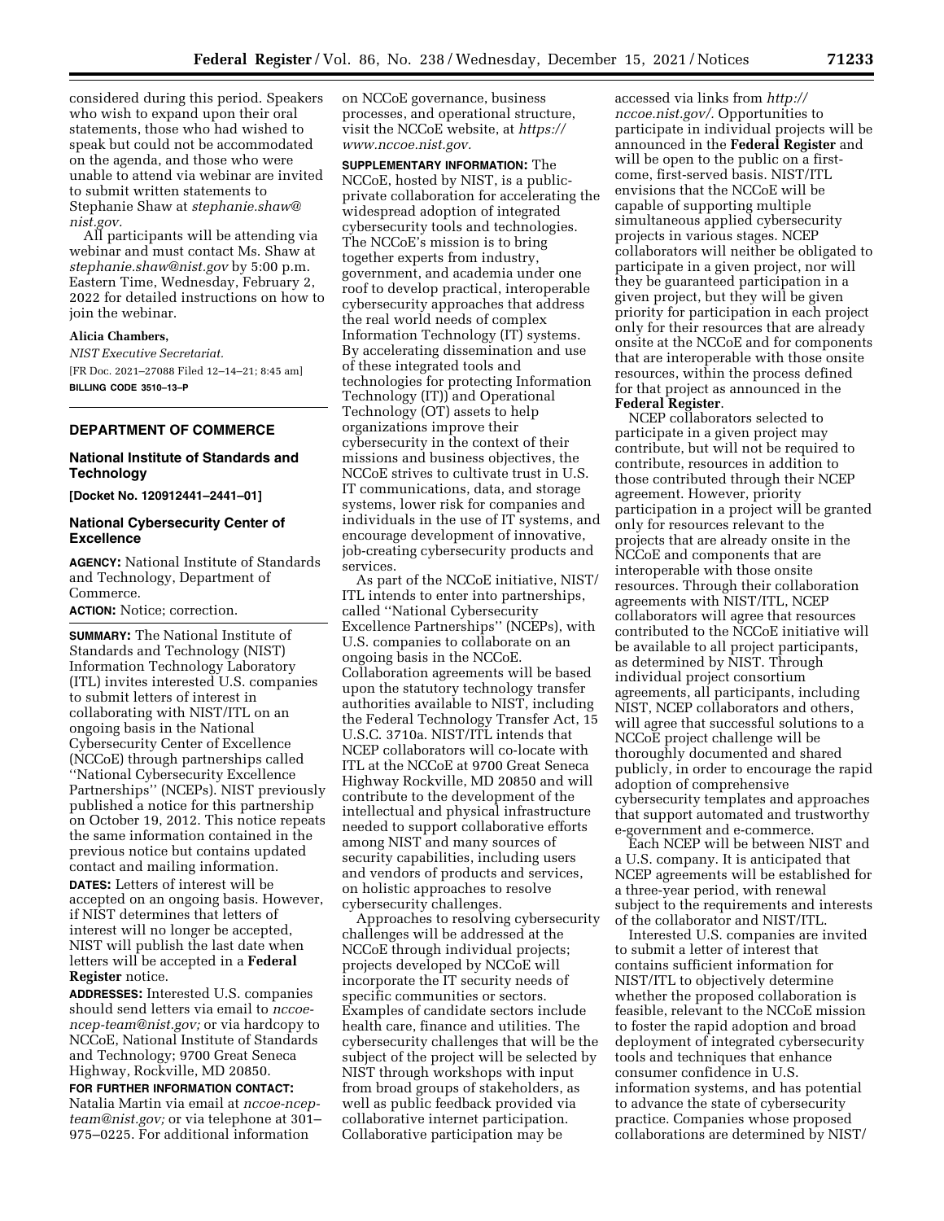considered during this period. Speakers who wish to expand upon their oral statements, those who had wished to speak but could not be accommodated on the agenda, and those who were unable to attend via webinar are invited to submit written statements to Stephanie Shaw at *stephanie.shaw@nist.gov.*

All participants will be attending via webinar and must contact Ms. Shaw at *stephanie.shaw@nist.gov* by 5:00 p.m. Eastern Time, Wednesday, February 2, 2022 for detailed instructions on how to join the webinar.

**Alicia Chambers,**

*NIST Executive Secretariat.*

[FR Doc. 2021–27088 Filed 12–14–21; 8:45 am]

**BILLING CODE 3510–13–P**

---

## DEPARTMENT OF COMMERCE

### National Institute of Standards and Technology

**[Docket No. 120912441–2441–01]**

### National Cybersecurity Center of Excellence

**AGENCY:** National Institute of Standards and Technology, Department of Commerce.

**ACTION:** Notice; correction.

**SUMMARY:** The National Institute of Standards and Technology (NIST) Information Technology Laboratory (ITL) invites interested U.S. companies to submit letters of interest in collaborating with NIST/ITL on an ongoing basis in the National Cybersecurity Center of Excellence (NCCoE) through partnerships called ''National Cybersecurity Excellence Partnerships'' (NCEPs). NIST previously published a notice for this partnership on October 19, 2012. This notice repeats the same information contained in the previous notice but contains updated contact and mailing information.

**DATES:** Letters of interest will be accepted on an ongoing basis. However, if NIST determines that letters of interest will no longer be accepted, NIST will publish the last date when letters will be accepted in a **Federal Register** notice.

**ADDRESSES:** Interested U.S. companies should send letters via email to *nccoe-ncep-team@nist.gov;* or via hardcopy to NCCoE, National Institute of Standards and Technology; 9700 Great Seneca Highway, Rockville, MD 20850.

**FOR FURTHER INFORMATION CONTACT:** Natalia Martin via email at *nccoe-ncep-team@nist.gov;* or via telephone at 301–975–0225. For additional information on NCCoE governance, business processes, and operational structure, visit the NCCoE website, at *https://www.nccoe.nist.gov.*

**SUPPLEMENTARY INFORMATION:** The NCCoE, hosted by NIST, is a public-private collaboration for accelerating the widespread adoption of integrated cybersecurity tools and technologies. The NCCoE's mission is to bring together experts from industry, government, and academia under one roof to develop practical, interoperable cybersecurity approaches that address the real world needs of complex Information Technology (IT) systems. By accelerating dissemination and use of these integrated tools and technologies for protecting Information Technology (IT)) and Operational Technology (OT) assets to help organizations improve their cybersecurity in the context of their missions and business objectives, the NCCoE strives to cultivate trust in U.S. IT communications, data, and storage systems, lower risk for companies and individuals in the use of IT systems, and encourage development of innovative, job-creating cybersecurity products and services.

As part of the NCCoE initiative, NIST/ITL intends to enter into partnerships, called ''National Cybersecurity Excellence Partnerships'' (NCEPs), with U.S. companies to collaborate on an ongoing basis in the NCCoE. Collaboration agreements will be based upon the statutory technology transfer authorities available to NIST, including the Federal Technology Transfer Act, 15 U.S.C. 3710a. NIST/ITL intends that NCEP collaborators will co-locate with ITL at the NCCoE at 9700 Great Seneca Highway Rockville, MD 20850 and will contribute to the development of the intellectual and physical infrastructure needed to support collaborative efforts among NIST and many sources of security capabilities, including users and vendors of products and services, on holistic approaches to resolve cybersecurity challenges.

Approaches to resolving cybersecurity challenges will be addressed at the NCCoE through individual projects; projects developed by NCCoE will incorporate the IT security needs of specific communities or sectors. Examples of candidate sectors include health care, finance and utilities. The cybersecurity challenges that will be the subject of the project will be selected by NIST through workshops with input from broad groups of stakeholders, as well as public feedback provided via collaborative internet participation. Collaborative participation may be accessed via links from *http://nccoe.nist.gov/.* Opportunities to participate in individual projects will be announced in the **Federal Register** and will be open to the public on a first-come, first-served basis. NIST/ITL envisions that the NCCoE will be capable of supporting multiple simultaneous applied cybersecurity projects in various stages. NCEP collaborators will neither be obligated to participate in a given project, nor will they be guaranteed participation in a given project, but they will be given priority for participation in each project only for their resources that are already onsite at the NCCoE and for components that are interoperable with those onsite resources, within the process defined for that project as announced in the **Federal Register**.

NCEP collaborators selected to participate in a given project may contribute, but will not be required to contribute, resources in addition to those contributed through their NCEP agreement. However, priority participation in a project will be granted only for resources relevant to the projects that are already onsite in the NCCoE and components that are interoperable with those onsite resources. Through their collaboration agreements with NIST/ITL, NCEP collaborators will agree that resources contributed to the NCCoE initiative will be available to all project participants, as determined by NIST. Through individual project consortium agreements, all participants, including NIST, NCEP collaborators and others, will agree that successful solutions to a NCCoE project challenge will be thoroughly documented and shared publicly, in order to encourage the rapid adoption of comprehensive cybersecurity templates and approaches that support automated and trustworthy e-government and e-commerce.

Each NCEP will be between NIST and a U.S. company. It is anticipated that NCEP agreements will be established for a three-year period, with renewal subject to the requirements and interests of the collaborator and NIST/ITL.

Interested U.S. companies are invited to submit a letter of interest that contains sufficient information for NIST/ITL to objectively determine whether the proposed collaboration is feasible, relevant to the NCCoE mission to foster the rapid adoption and broad deployment of integrated cybersecurity tools and techniques that enhance consumer confidence in U.S. information systems, and has potential to advance the state of cybersecurity practice. Companies whose proposed collaborations are determined by NIST/